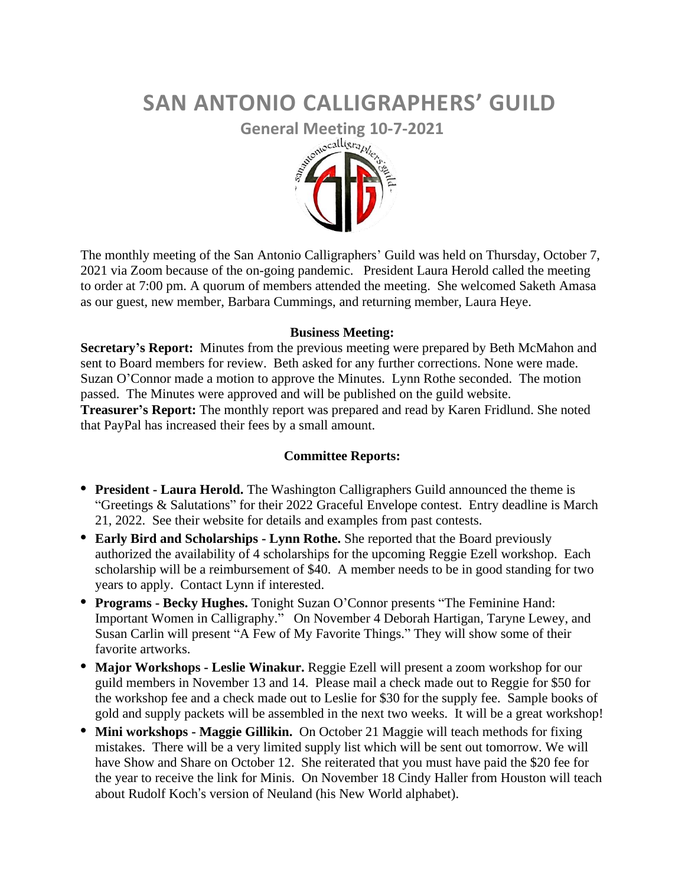# SAN ANTONIO CALLIGRAPHERS' GUILD

## General Meeting 10-7-2021

The monthly meeting of the San Antonio Calligraphers' Guild was held on Thursday, October 7, 2021 via Zoom because of the on-going pandemic. President Laura Herold called the meeting to order at 7:00 pm. A quorum of members attended the meeting. She welcomed Saketh Amasa as our guest, new member, Barbara Cummings, and returning member, Laura Heye.

### Business Meeting:

**Secretary's Report:** Minutes from the previous meeting were prepared by Beth McMahon and sent to Board members for review. Beth asked for any further corrections. None were made. Suzan O'Connor made a motion to approve the Minutes. Lynn Rothe seconded. The motion passed. The Minutes were approved and will be published on the guild website.

**Treasurer's Report:** The monthly report was prepared and read by Karen Fridlund. She noted that PayPal has increased their fees by a small amount.

### Committee Reports:

- **President - Laura Herold.** The Washington Calligraphers Guild announced the theme is "Greetings & Salutations" for their 2022 Graceful Envelope contest. Entry deadline is March 21, 2022. See their website for details and examples from past contests.
- **Early Bird and Scholarships - Lynn Rothe.** She reported that the Board previously authorized the availability of 4 scholarships for the upcoming Reggie Ezell workshop. Each scholarship will be a reimbursement of $40. A member needs to be in good standing for two years to apply. Contact Lynn if interested.
- **Programs - Becky Hughes.** Tonight Suzan O'Connor presents "The Feminine Hand: Important Women in Calligraphy." On November 4 Deborah Hartigan, Taryne Lewey, and Susan Carlin will present "A Few of My Favorite Things." They will show some of their favorite artworks.
- **Major Workshops - Leslie Winakur.** Reggie Ezell will present a zoom workshop for our guild members in November 13 and 14. Please mail a check made out to Reggie for $50 for the workshop fee and a check made out to Leslie for $30 for the supply fee. Sample books of gold and supply packets will be assembled in the next two weeks. It will be a great workshop!
- **Mini workshops - Maggie Gillikin.** On October 21 Maggie will teach methods for fixing mistakes. There will be a very limited supply list which will be sent out tomorrow. We will have Show and Share on October 12. She reiterated that you must have paid the $20 fee for the year to receive the link for Minis. On November 18 Cindy Haller from Houston will teach about Rudolf Koch's version of Neuland (his New World alphabet).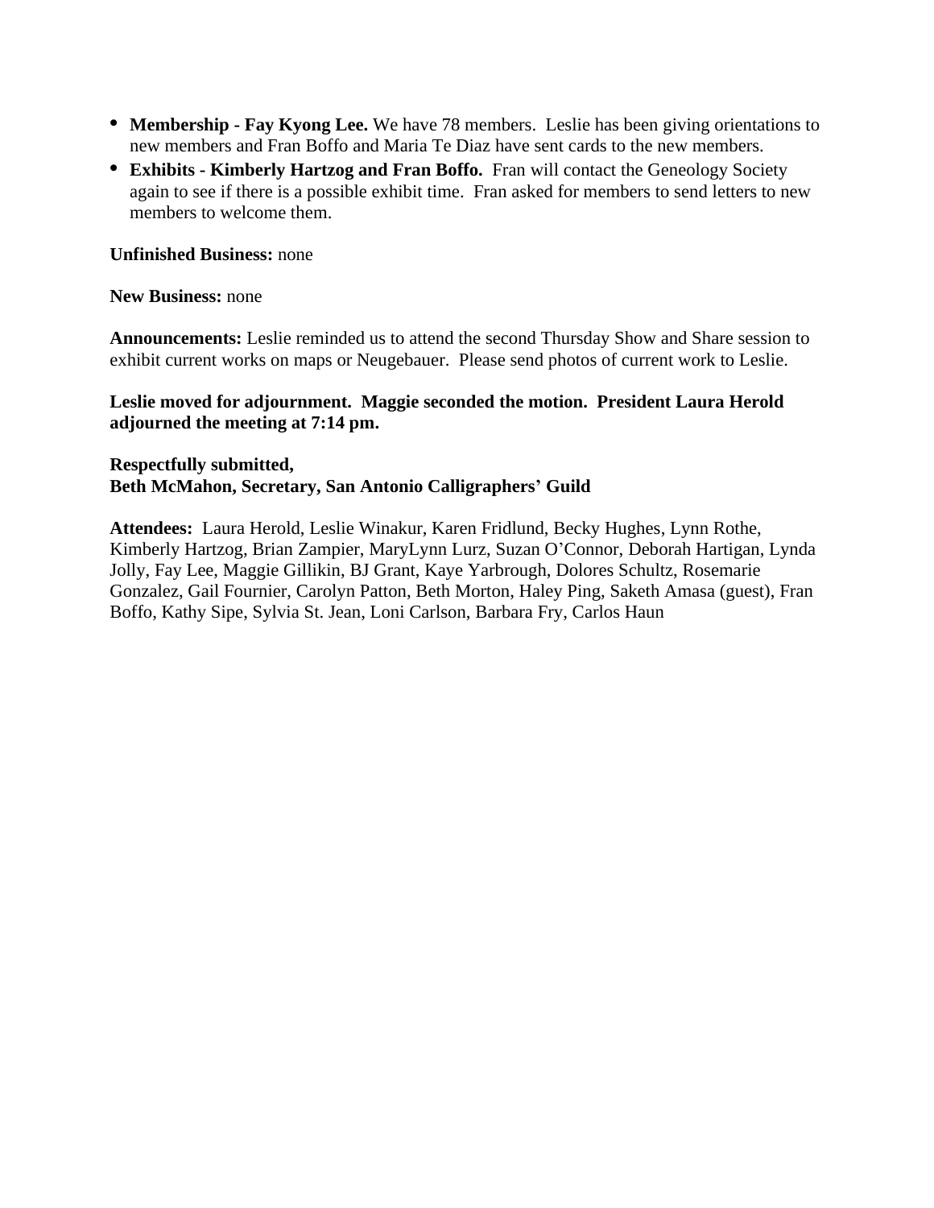- **Membership - Fay Kyong Lee.** We have 78 members. Leslie has been giving orientations to new members and Fran Boffo and Maria Te Diaz have sent cards to the new members.
- **Exhibits - Kimberly Hartzog and Fran Boffo.** Fran will contact the Geneology Society again to see if there is a possible exhibit time. Fran asked for members to send letters to new members to welcome them.

**Unfinished Business:** none

**New Business:** none

**Announcements:** Leslie reminded us to attend the second Thursday Show and Share session to exhibit current works on maps or Neugebauer. Please send photos of current work to Leslie.

**Leslie moved for adjournment. Maggie seconded the motion. President Laura Herold adjourned the meeting at 7:14 pm.**

**Respectfully submitted,**
**Beth McMahon, Secretary, San Antonio Calligraphers' Guild**

**Attendees:** Laura Herold, Leslie Winakur, Karen Fridlund, Becky Hughes, Lynn Rothe, Kimberly Hartzog, Brian Zampier, MaryLynn Lurz, Suzan O'Connor, Deborah Hartigan, Lynda Jolly, Fay Lee, Maggie Gillikin, BJ Grant, Kaye Yarbrough, Dolores Schultz, Rosemarie Gonzalez, Gail Fournier, Carolyn Patton, Beth Morton, Haley Ping, Saketh Amasa (guest), Fran Boffo, Kathy Sipe, Sylvia St. Jean, Loni Carlson, Barbara Fry, Carlos Haun